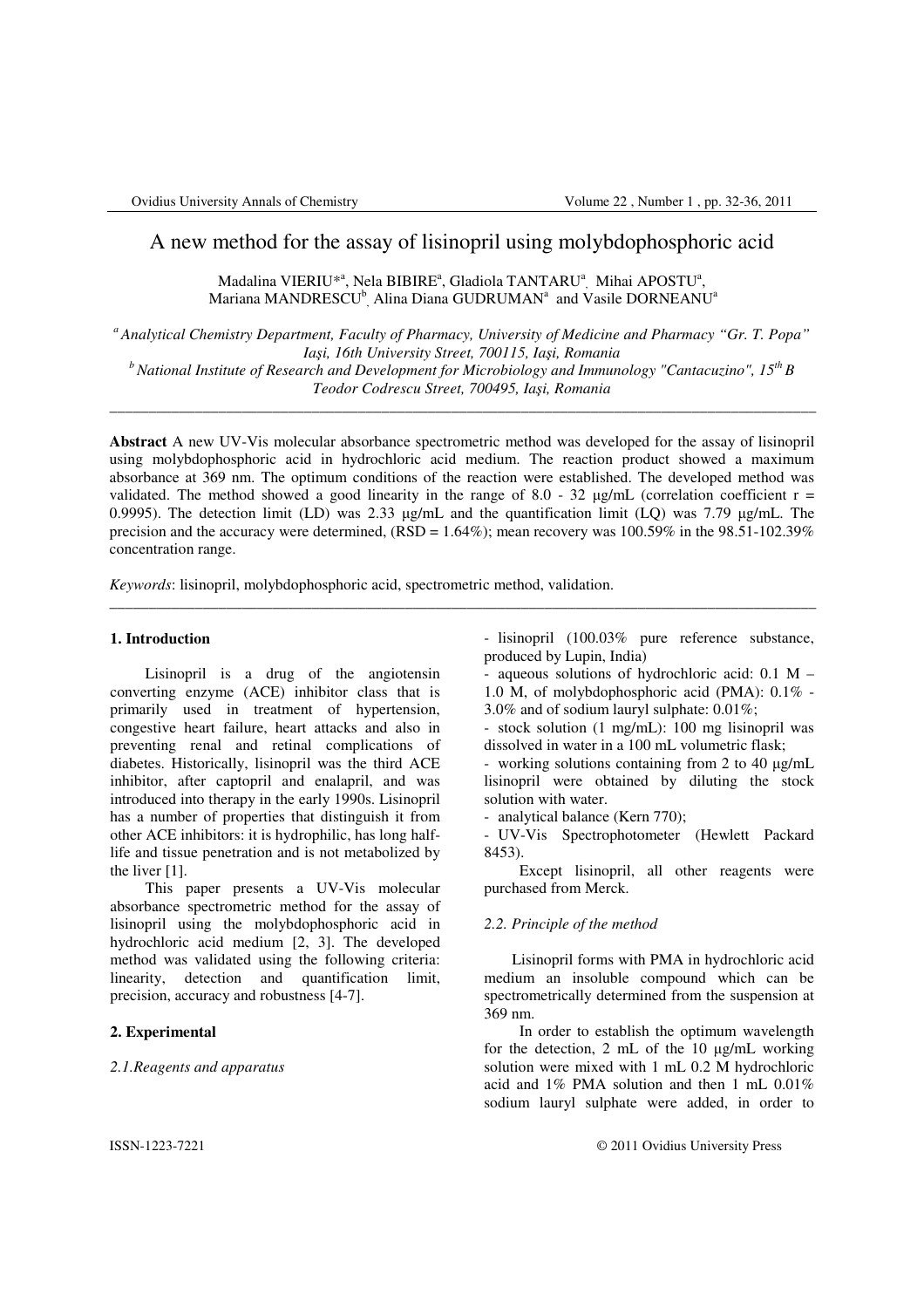# A new method for the assay of lisinopril using molybdophosphoric acid

Madalina VIERIU*[a], Nela BIBIRE[a], Gladiola TANTARU[a], Mihai APOSTU[a], Mariana MANDRESCU[b], Alina Diana GUDRUMAN[a] and Vasile DORNEANU[a]

[a] *Analytical Chemistry Department, Faculty of Pharmacy, University of Medicine and Pharmacy "Gr. T. Popa" Iaşi, 16th University Street, 700115, Iaşi, Romania*

[b] *National Institute of Research and Development for Microbiology and Immunology "Cantacuzino", 15th B Teodor Codrescu Street, 700495, Iaşi, Romania*

---

**Abstract** A new UV-Vis molecular absorbance spectrometric method was developed for the assay of lisinopril using molybdophosphoric acid in hydrochloric acid medium. The reaction product showed a maximum absorbance at 369 nm. The optimum conditions of the reaction were established. The developed method was validated. The method showed a good linearity in the range of 8.0 - 32 µg/mL (correlation coefficient r = 0.9995). The detection limit (LD) was 2.33 µg/mL and the quantification limit (LQ) was 7.79 µg/mL. The precision and the accuracy were determined, (RSD = 1.64%); mean recovery was 100.59% in the 98.51-102.39% concentration range.

*Keywords*: lisinopril, molybdophosphoric acid, spectrometric method, validation.

---

## 1. Introduction

Lisinopril is a drug of the angiotensin converting enzyme (ACE) inhibitor class that is primarily used in treatment of hypertension, congestive heart failure, heart attacks and also in preventing renal and retinal complications of diabetes. Historically, lisinopril was the third ACE inhibitor, after captopril and enalapril, and was introduced into therapy in the early 1990s. Lisinopril has a number of properties that distinguish it from other ACE inhibitors: it is hydrophilic, has long half-life and tissue penetration and is not metabolized by the liver [1].

This paper presents a UV-Vis molecular absorbance spectrometric method for the assay of lisinopril using the molybdophosphoric acid in hydrochloric acid medium [2, 3]. The developed method was validated using the following criteria: linearity, detection and quantification limit, precision, accuracy and robustness [4-7].

## 2. Experimental

### *2.1. Reagents and apparatus*

- lisinopril (100.03% pure reference substance, produced by Lupin, India)
- aqueous solutions of hydrochloric acid: 0.1 M – 1.0 M, of molybdophosphoric acid (PMA): 0.1% - 3.0% and of sodium lauryl sulphate: 0.01%;
- stock solution (1 mg/mL): 100 mg lisinopril was dissolved in water in a 100 mL volumetric flask;
- working solutions containing from 2 to 40 µg/mL lisinopril were obtained by diluting the stock solution with water.
- analytical balance (Kern 770);
- UV-Vis Spectrophotometer (Hewlett Packard 8453).

Except lisinopril, all other reagents were purchased from Merck.

### *2.2. Principle of the method*

Lisinopril forms with PMA in hydrochloric acid medium an insoluble compound which can be spectrometrically determined from the suspension at 369 nm.

In order to establish the optimum wavelength for the detection, 2 mL of the 10 µg/mL working solution were mixed with 1 mL 0.2 M hydrochloric acid and 1% PMA solution and then 1 mL 0.01% sodium lauryl sulphate were added, in order to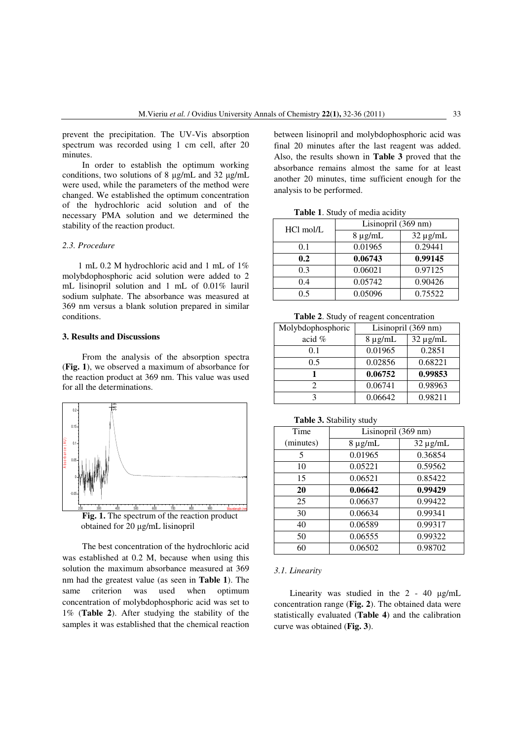prevent the precipitation. The UV-Vis absorption spectrum was recorded using 1 cm cell, after 20 minutes.

In order to establish the optimum working conditions, two solutions of 8 µg/mL and 32 µg/mL were used, while the parameters of the method were changed. We established the optimum concentration of the hydrochloric acid solution and of the necessary PMA solution and we determined the stability of the reaction product.

### *2.3. Procedure*

1 mL 0.2 M hydrochloric acid and 1 mL of 1% molybdophosphoric acid solution were added to 2 mL lisinopril solution and 1 mL of 0.01% lauril sodium sulphate. The absorbance was measured at 369 nm versus a blank solution prepared in similar conditions.

## 3. Results and Discussions

From the analysis of the absorption spectra (**Fig. 1**), we observed a maximum of absorbance for the reaction product at 369 nm. This value was used for all the determinations.

**Fig. 1.** The spectrum of the reaction product obtained for 20 µg/mL lisinopril

The best concentration of the hydrochloric acid was established at 0.2 M, because when using this solution the maximum absorbance measured at 369 nm had the greatest value (as seen in **Table 1**). The same criterion was used when optimum concentration of molybdophosphoric acid was set to 1% (**Table 2**). After studying the stability of the samples it was established that the chemical reaction between lisinopril and molybdophosphoric acid was final 20 minutes after the last reagent was added. Also, the results shown in **Table 3** proved that the absorbance remains almost the same for at least another 20 minutes, time sufficient enough for the analysis to be performed.

**Table 1**. Study of media acidity

| HCl mol/L | Lisinopril (369 nm) | |
|---|---|---|
| | 8 µg/mL | 32 µg/mL |
| 0.1 | 0.01965 | 0.29441 |
| **0.2** | **0.06743** | **0.99145** |
| 0.3 | 0.06021 | 0.97125 |
| 0.4 | 0.05742 | 0.90426 |
| 0.5 | 0.05096 | 0.75522 |

**Table 2**. Study of reagent concentration

| Molybdophosphoric acid % | Lisinopril (369 nm) | |
|---|---|---|
| | 8 µg/mL | 32 µg/mL |
| 0.1 | 0.01965 | 0.2851 |
| 0.5 | 0.02856 | 0.68221 |
| **1** | **0.06752** | **0.99853** |
| 2 | 0.06741 | 0.98963 |
| 3 | 0.06642 | 0.98211 |

**Table 3.** Stability study

| Time (minutes) | Lisinopril (369 nm) | |
|---|---|---|
| | 8 µg/mL | 32 µg/mL |
| 5 | 0.01965 | 0.36854 |
| 10 | 0.05221 | 0.59562 |
| 15 | 0.06521 | 0.85422 |
| **20** | **0.06642** | **0.99429** |
| 25 | 0.06637 | 0.99422 |
| 30 | 0.06634 | 0.99341 |
| 40 | 0.06589 | 0.99317 |
| 50 | 0.06555 | 0.99322 |
| 60 | 0.06502 | 0.98702 |

### *3.1. Linearity*

Linearity was studied in the 2 - 40 µg/mL concentration range (**Fig. 2**). The obtained data were statistically evaluated (**Table 4**) and the calibration curve was obtained (**Fig. 3**).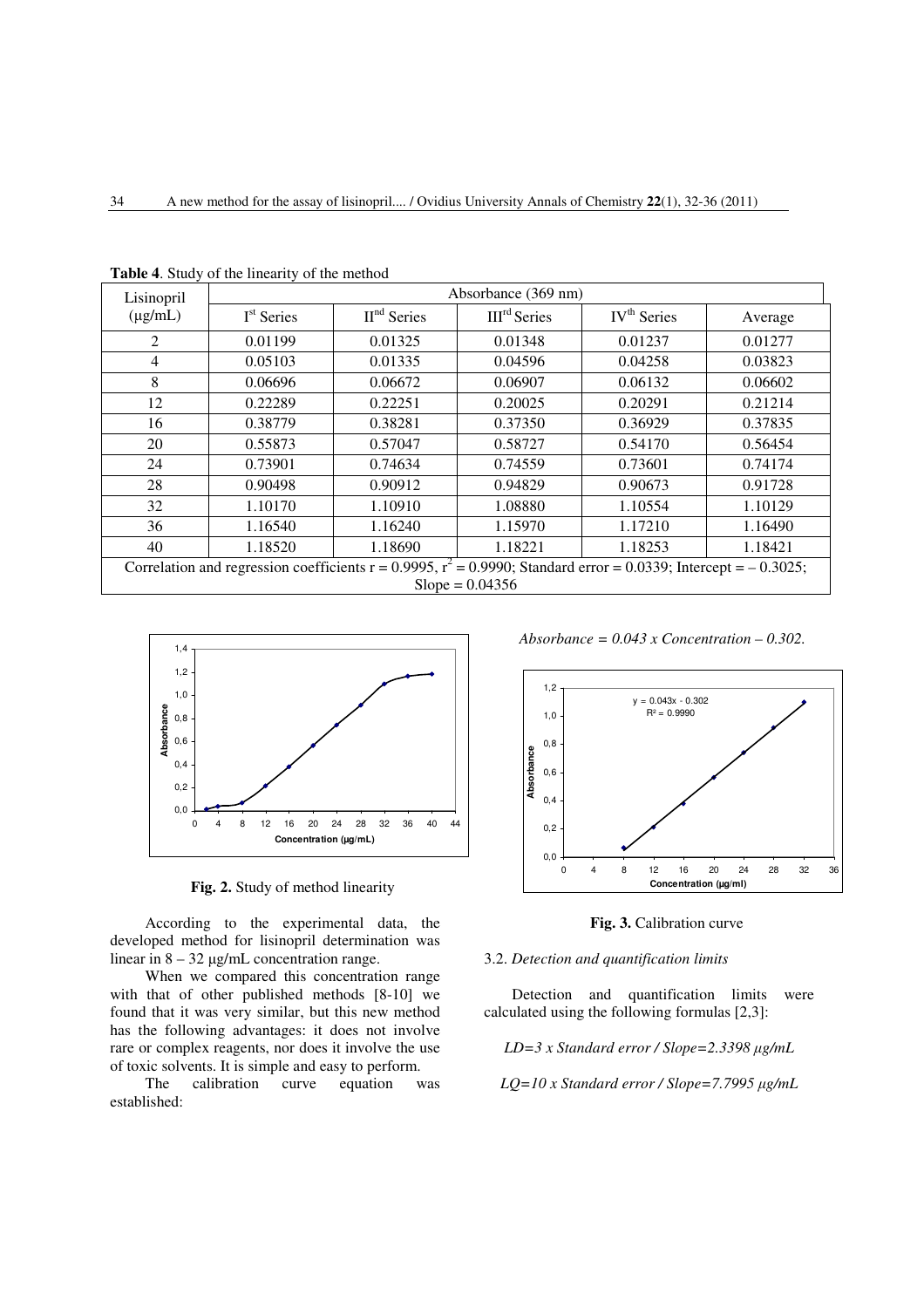**Table 4**. Study of the linearity of the method

| Lisinopril (μg/mL) | Absorbance (369 nm) | | | | |
|---|---|---|---|---|---|
| | I[st] Series | II[nd] Series | III[rd] Series | IV[th] Series | Average |
| 2 | 0.01199 | 0.01325 | 0.01348 | 0.01237 | 0.01277 |
| 4 | 0.05103 | 0.01335 | 0.04596 | 0.04258 | 0.03823 |
| 8 | 0.06696 | 0.06672 | 0.06907 | 0.06132 | 0.06602 |
| 12 | 0.22289 | 0.22251 | 0.20025 | 0.20291 | 0.21214 |
| 16 | 0.38779 | 0.38281 | 0.37350 | 0.36929 | 0.37835 |
| 20 | 0.55873 | 0.57047 | 0.58727 | 0.54170 | 0.56454 |
| 24 | 0.73901 | 0.74634 | 0.74559 | 0.73601 | 0.74174 |
| 28 | 0.90498 | 0.90912 | 0.94829 | 0.90673 | 0.91728 |
| 32 | 1.10170 | 1.10910 | 1.08880 | 1.10554 | 1.10129 |
| 36 | 1.16540 | 1.16240 | 1.15970 | 1.17210 | 1.16490 |
| 40 | 1.18520 | 1.18690 | 1.18221 | 1.18253 | 1.18421 |
| Correlation and regression coefficients $r = 0.9995$, $r^2 = 0.9990$; Standard error = 0.0339; Intercept = – 0.3025; Slope = 0.04356 | | | | | |

**Fig. 2.** Study of method linearity

According to the experimental data, the developed method for lisinopril determination was linear in 8 – 32 μg/mL concentration range.

When we compared this concentration range with that of other published methods [8-10] we found that it was very similar, but this new method has the following advantages: it does not involve rare or complex reagents, nor does it involve the use of toxic solvents. It is simple and easy to perform.

The calibration curve equation was established:

*Absorbance = 0.043 x Concentration – 0.302.*

**Fig. 3.** Calibration curve

### 3.2. *Detection and quantification limits*

Detection and quantification limits were calculated using the following formulas [2,3]:

*LD=3 x Standard error / Slope=2.3398 μg/mL*

*LQ=10 x Standard error / Slope=7.7995 μg/mL*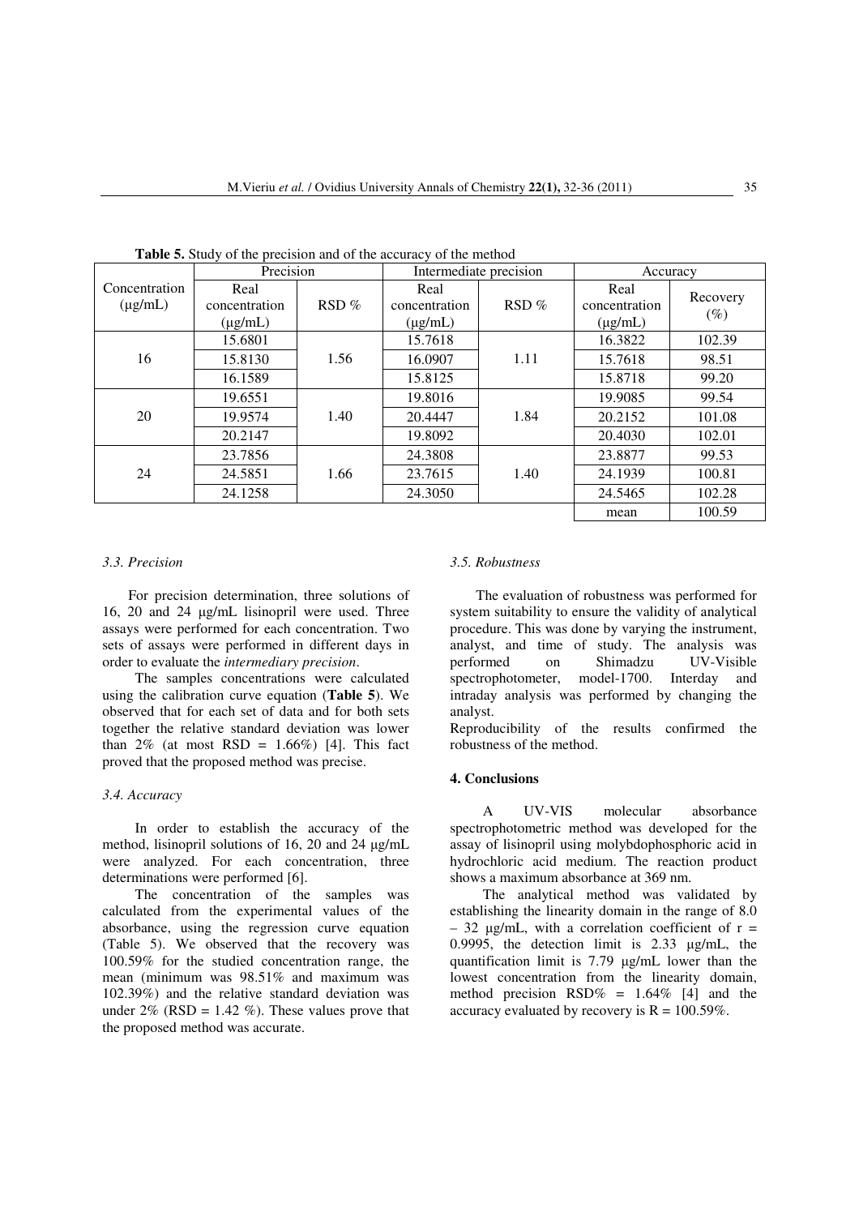**Table 5.** Study of the precision and of the accuracy of the method

| Concentration (μg/mL) | Precision | | Intermediate precision | | Accuracy | |
|---|---|---|---|---|---|---|
| | Real concentration (μg/mL) | RSD % | Real concentration (μg/mL) | RSD % | Real concentration (μg/mL) | Recovery (%) |
| 16 | 15.6801 | 1.56 | 15.7618 | 1.11 | 16.3822 | 102.39 |
| | 15.8130 | | 16.0907 | | 15.7618 | 98.51 |
| | 16.1589 | | 15.8125 | | 15.8718 | 99.20 |
| 20 | 19.6551 | 1.40 | 19.8016 | 1.84 | 19.9085 | 99.54 |
| | 19.9574 | | 20.4447 | | 20.2152 | 101.08 |
| | 20.2147 | | 19.8092 | | 20.4030 | 102.01 |
| 24 | 23.7856 | 1.66 | 24.3808 | 1.40 | 23.8877 | 99.53 |
| | 24.5851 | | 23.7615 | | 24.1939 | 100.81 |
| | 24.1258 | | 24.3050 | | 24.5465 | 102.28 |
| | | | | | mean | 100.59 |

### *3.3. Precision*

For precision determination, three solutions of 16, 20 and 24 μg/mL lisinopril were used. Three assays were performed for each concentration. Two sets of assays were performed in different days in order to evaluate the *intermediary precision*.

The samples concentrations were calculated using the calibration curve equation (**Table 5**). We observed that for each set of data and for both sets together the relative standard deviation was lower than 2% (at most RSD = 1.66%) [4]. This fact proved that the proposed method was precise.

### *3.4. Accuracy*

In order to establish the accuracy of the method, lisinopril solutions of 16, 20 and 24 μg/mL were analyzed. For each concentration, three determinations were performed [6].

The concentration of the samples was calculated from the experimental values of the absorbance, using the regression curve equation (Table 5). We observed that the recovery was 100.59% for the studied concentration range, the mean (minimum was 98.51% and maximum was 102.39%) and the relative standard deviation was under 2% (RSD = 1.42 %). These values prove that the proposed method was accurate.

### *3.5. Robustness*

The evaluation of robustness was performed for system suitability to ensure the validity of analytical procedure. This was done by varying the instrument, analyst, and time of study. The analysis was performed on Shimadzu UV-Visible spectrophotometer, model-1700. Interday and intraday analysis was performed by changing the analyst.

Reproducibility of the results confirmed the robustness of the method.

## **4. Conclusions**

A UV-VIS molecular absorbance spectrophotometric method was developed for the assay of lisinopril using molybdophosphoric acid in hydrochloric acid medium. The reaction product shows a maximum absorbance at 369 nm.

The analytical method was validated by establishing the linearity domain in the range of 8.0 – 32 μg/mL, with a correlation coefficient of r = 0.9995, the detection limit is 2.33 μg/mL, the quantification limit is 7.79 μg/mL lower than the lowest concentration from the linearity domain, method precision RSD% = 1.64% [4] and the accuracy evaluated by recovery is R = 100.59%.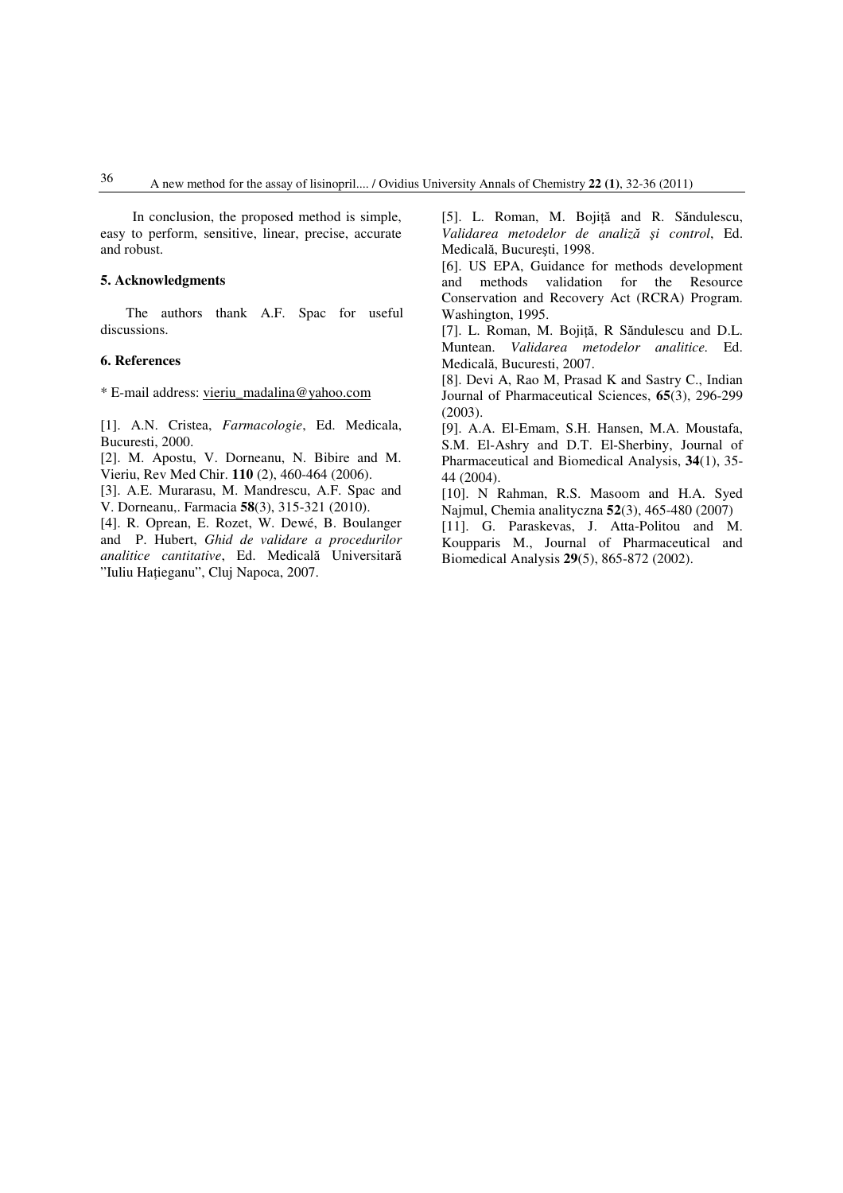In conclusion, the proposed method is simple, easy to perform, sensitive, linear, precise, accurate and robust.

## 5. Acknowledgments

The authors thank A.F. Spac for useful discussions.

## 6. References

* E-mail address: vieriu_madalina@yahoo.com

[1]. A.N. Cristea, *Farmacologie*, Ed. Medicala, Bucuresti, 2000.

[2]. M. Apostu, V. Dorneanu, N. Bibire and M. Vieriu, Rev Med Chir. **110** (2), 460-464 (2006).

[3]. A.E. Murarasu, M. Mandrescu, A.F. Spac and V. Dorneanu,. Farmacia **58**(3), 315-321 (2010).

[4]. R. Oprean, E. Rozet, W. Dewé, B. Boulanger and P. Hubert, *Ghid de validare a procedurilor analitice cantitative*, Ed. Medicală Universitară "Iuliu Haţieganu", Cluj Napoca, 2007.

[5]. L. Roman, M. Bojiţă and R. Săndulescu, *Validarea metodelor de analiză şi control*, Ed. Medicală, Bucureşti, 1998.

[6]. US EPA, Guidance for methods development and methods validation for the Resource Conservation and Recovery Act (RCRA) Program. Washington, 1995.

[7]. L. Roman, M. Bojiţă, R Săndulescu and D.L. Muntean. *Validarea metodelor analitice.* Ed. Medicală, Bucuresti, 2007.

[8]. Devi A, Rao M, Prasad K and Sastry C., Indian Journal of Pharmaceutical Sciences, **65**(3), 296-299 (2003).

[9]. A.A. El-Emam, S.H. Hansen, M.A. Moustafa, S.M. El-Ashry and D.T. El-Sherbiny, Journal of Pharmaceutical and Biomedical Analysis, **34**(1), 35-44 (2004).

[10]. N Rahman, R.S. Masoom and H.A. Syed Najmul, Chemia analityczna **52**(3), 465-480 (2007)

[11]. G. Paraskevas, J. Atta-Politou and M. Koupparis M., Journal of Pharmaceutical and Biomedical Analysis **29**(5), 865-872 (2002).